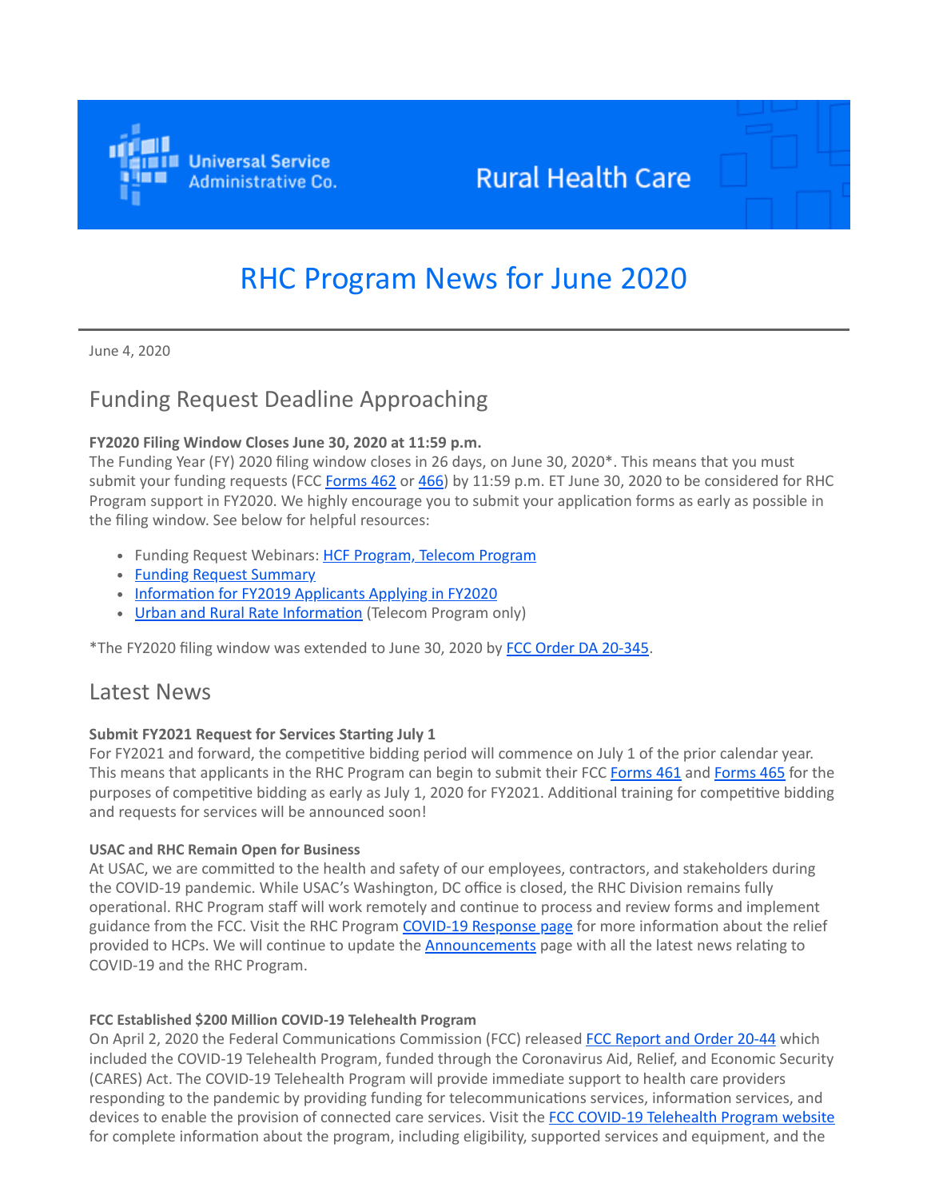Universal Service Administrative Co.

Rural Health Care

# RHC Program News for June 2020

June 4, 2020

## Funding Request Deadline Approaching

**FY2020 Filing Window Closes June 30, 2020 at 11:59 p.m.**
The Funding Year (FY) 2020 filing window closes in 26 days, on June 30, 2020*. This means that you must submit your funding requests (FCC Forms 462 or 466) by 11:59 p.m. ET June 30, 2020 to be considered for RHC Program support in FY2020. We highly encourage you to submit your application forms as early as possible in the filing window. See below for helpful resources:

- Funding Request Webinars: HCF Program, Telecom Program
- Funding Request Summary
- Information for FY2019 Applicants Applying in FY2020
- Urban and Rural Rate Information (Telecom Program only)

*The FY2020 filing window was extended to June 30, 2020 by FCC Order DA 20-345.

## Latest News

**Submit FY2021 Request for Services Starting July 1**
For FY2021 and forward, the competitive bidding period will commence on July 1 of the prior calendar year. This means that applicants in the RHC Program can begin to submit their FCC Forms 461 and Forms 465 for the purposes of competitive bidding as early as July 1, 2020 for FY2021. Additional training for competitive bidding and requests for services will be announced soon!

**USAC and RHC Remain Open for Business**
At USAC, we are committed to the health and safety of our employees, contractors, and stakeholders during the COVID-19 pandemic. While USAC's Washington, DC office is closed, the RHC Division remains fully operational. RHC Program staff will work remotely and continue to process and review forms and implement guidance from the FCC. Visit the RHC Program COVID-19 Response page for more information about the relief provided to HCPs. We will continue to update the Announcements page with all the latest news relating to COVID-19 and the RHC Program.

**FCC Established $200 Million COVID-19 Telehealth Program**
On April 2, 2020 the Federal Communications Commission (FCC) released FCC Report and Order 20-44 which included the COVID-19 Telehealth Program, funded through the Coronavirus Aid, Relief, and Economic Security (CARES) Act. The COVID-19 Telehealth Program will provide immediate support to health care providers responding to the pandemic by providing funding for telecommunications services, information services, and devices to enable the provision of connected care services. Visit the FCC COVID-19 Telehealth Program website for complete information about the program, including eligibility, supported services and equipment, and the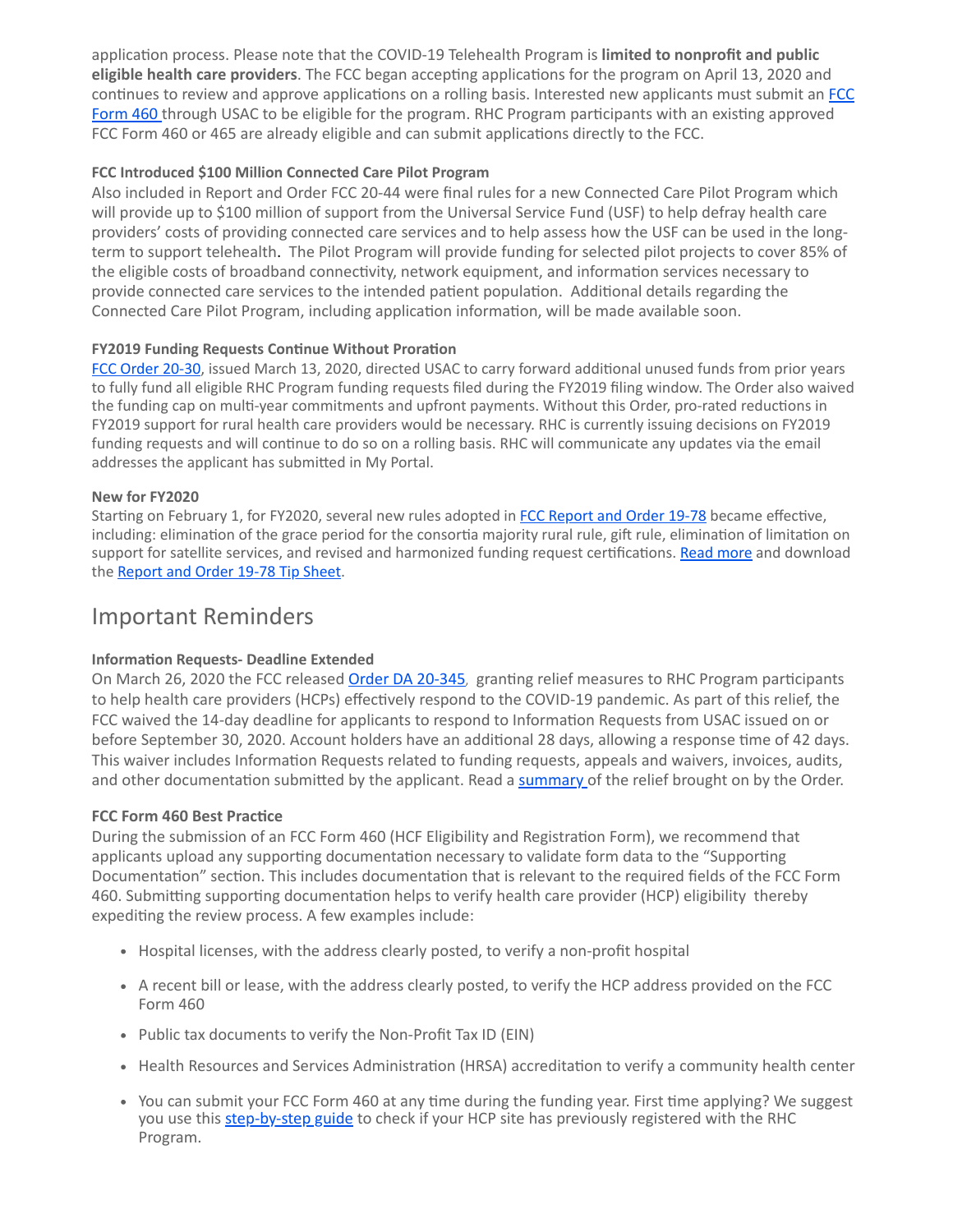application process. Please note that the COVID-19 Telehealth Program is **limited to nonprofit and public eligible health care providers**. The FCC began accepting applications for the program on April 13, 2020 and continues to review and approve applications on a rolling basis. Interested new applicants must submit an [FCC Form 460](#) through USAC to be eligible for the program. RHC Program participants with an existing approved FCC Form 460 or 465 are already eligible and can submit applications directly to the FCC.

**FCC Introduced $100 Million Connected Care Pilot Program**

Also included in Report and Order FCC 20-44 were final rules for a new Connected Care Pilot Program which will provide up to $100 million of support from the Universal Service Fund (USF) to help defray health care providers' costs of providing connected care services and to help assess how the USF can be used in the long-term to support telehealth. The Pilot Program will provide funding for selected pilot projects to cover 85% of the eligible costs of broadband connectivity, network equipment, and information services necessary to provide connected care services to the intended patient population. Additional details regarding the Connected Care Pilot Program, including application information, will be made available soon.

**FY2019 Funding Requests Continue Without Proration**

[FCC Order 20-30](#), issued March 13, 2020, directed USAC to carry forward additional unused funds from prior years to fully fund all eligible RHC Program funding requests filed during the FY2019 filing window. The Order also waived the funding cap on multi-year commitments and upfront payments. Without this Order, pro-rated reductions in FY2019 support for rural health care providers would be necessary. RHC is currently issuing decisions on FY2019 funding requests and will continue to do so on a rolling basis. RHC will communicate any updates via the email addresses the applicant has submitted in My Portal.

**New for FY2020**

Starting on February 1, for FY2020, several new rules adopted in [FCC Report and Order 19-78](#) became effective, including: elimination of the grace period for the consortia majority rural rule, gift rule, elimination of limitation on support for satellite services, and revised and harmonized funding request certifications. [Read more](#) and download the [Report and Order 19-78 Tip Sheet](#).

## Important Reminders

**Information Requests- Deadline Extended**

On March 26, 2020 the FCC released [Order DA 20-345](#), granting relief measures to RHC Program participants to help health care providers (HCPs) effectively respond to the COVID-19 pandemic. As part of this relief, the FCC waived the 14-day deadline for applicants to respond to Information Requests from USAC issued on or before September 30, 2020. Account holders have an additional 28 days, allowing a response time of 42 days. This waiver includes Information Requests related to funding requests, appeals and waivers, invoices, audits, and other documentation submitted by the applicant. Read a [summary](#) of the relief brought on by the Order.

**FCC Form 460 Best Practice**

During the submission of an FCC Form 460 (HCF Eligibility and Registration Form), we recommend that applicants upload any supporting documentation necessary to validate form data to the "Supporting Documentation" section. This includes documentation that is relevant to the required fields of the FCC Form 460. Submitting supporting documentation helps to verify health care provider (HCP) eligibility thereby expediting the review process. A few examples include:

- Hospital licenses, with the address clearly posted, to verify a non-profit hospital
- A recent bill or lease, with the address clearly posted, to verify the HCP address provided on the FCC Form 460
- Public tax documents to verify the Non-Profit Tax ID (EIN)
- Health Resources and Services Administration (HRSA) accreditation to verify a community health center
- You can submit your FCC Form 460 at any time during the funding year. First time applying? We suggest you use this [step-by-step guide](#) to check if your HCP site has previously registered with the RHC Program.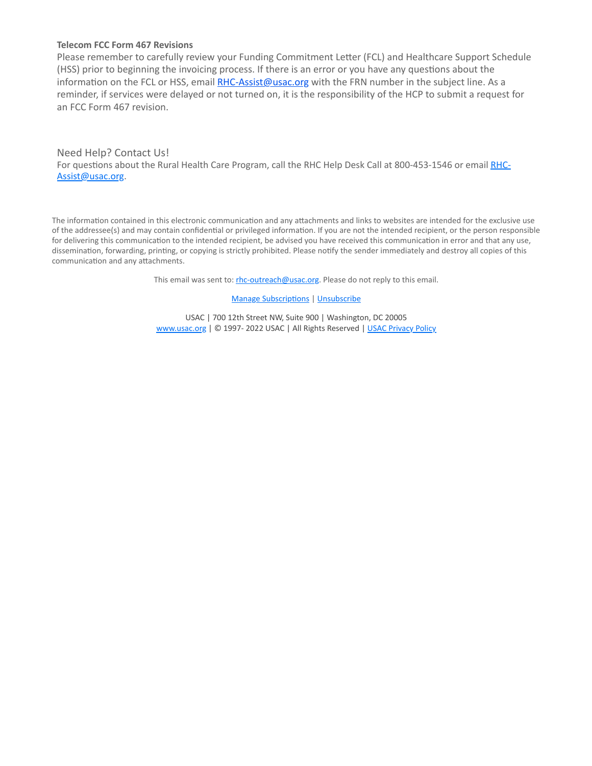**Telecom FCC Form 467 Revisions**

Please remember to carefully review your Funding Commitment Letter (FCL) and Healthcare Support Schedule (HSS) prior to beginning the invoicing process. If there is an error or you have any questions about the information on the FCL or HSS, email [RHC-Assist@usac.org](mailto:RHC-Assist@usac.org) with the FRN number in the subject line. As a reminder, if services were delayed or not turned on, it is the responsibility of the HCP to submit a request for an FCC Form 467 revision.

Need Help? Contact Us!

For questions about the Rural Health Care Program, call the RHC Help Desk Call at 800-453-1546 or email [RHC-Assist@usac.org](mailto:RHC-Assist@usac.org).

The information contained in this electronic communication and any attachments and links to websites are intended for the exclusive use of the addressee(s) and may contain confidential or privileged information. If you are not the intended recipient, or the person responsible for delivering this communication to the intended recipient, be advised you have received this communication in error and that any use, dissemination, forwarding, printing, or copying is strictly prohibited. Please notify the sender immediately and destroy all copies of this communication and any attachments.

This email was sent to: [rhc-outreach@usac.org](mailto:rhc-outreach@usac.org). Please do not reply to this email.

Manage Subscriptions | Unsubscribe

USAC | 700 12th Street NW, Suite 900 | Washington, DC 20005
www.usac.org | © 1997- 2022 USAC | All Rights Reserved | USAC Privacy Policy